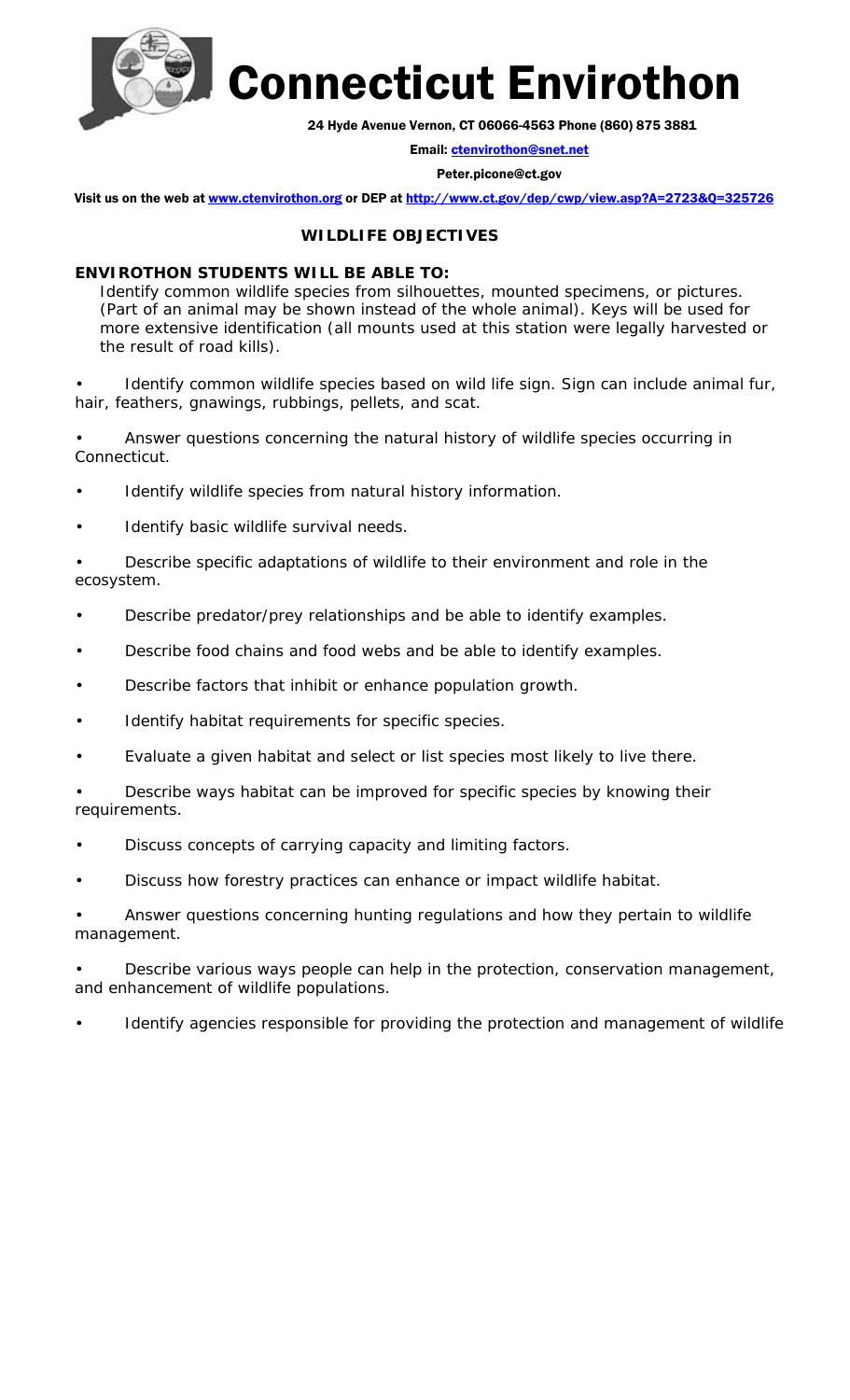# Connecticut Envirothon

24 Hyde Avenue Vernon, CT 06066-4563 Phone (860) 875 3881

Email: ctenvirothon@snet.net

Peter.picone@ct.gov

Visit us on the web at www.ctenvirothon.org or DEP at http://www.ct.gov/dep/cwp/view.asp?A=2723&Q=325726

## WILDLIFE OBJECTIVES

**ENVIROTHON STUDENTS WILL BE ABLE TO:**

Identify common wildlife species from silhouettes, mounted specimens, or pictures. (Part of an animal may be shown instead of the whole animal). Keys will be used for more extensive identification (all mounts used at this station were legally harvested or the result of road kills).

- Identify common wildlife species based on wild life sign. Sign can include animal fur, hair, feathers, gnawings, rubbings, pellets, and scat.
- Answer questions concerning the natural history of wildlife species occurring in Connecticut.
- Identify wildlife species from natural history information.
- Identify basic wildlife survival needs.
- Describe specific adaptations of wildlife to their environment and role in the ecosystem.
- Describe predator/prey relationships and be able to identify examples.
- Describe food chains and food webs and be able to identify examples.
- Describe factors that inhibit or enhance population growth.
- Identify habitat requirements for specific species.
- Evaluate a given habitat and select or list species most likely to live there.
- Describe ways habitat can be improved for specific species by knowing their requirements.
- Discuss concepts of carrying capacity and limiting factors.
- Discuss how forestry practices can enhance or impact wildlife habitat.
- Answer questions concerning hunting regulations and how they pertain to wildlife management.
- Describe various ways people can help in the protection, conservation management, and enhancement of wildlife populations.
- Identify agencies responsible for providing the protection and management of wildlife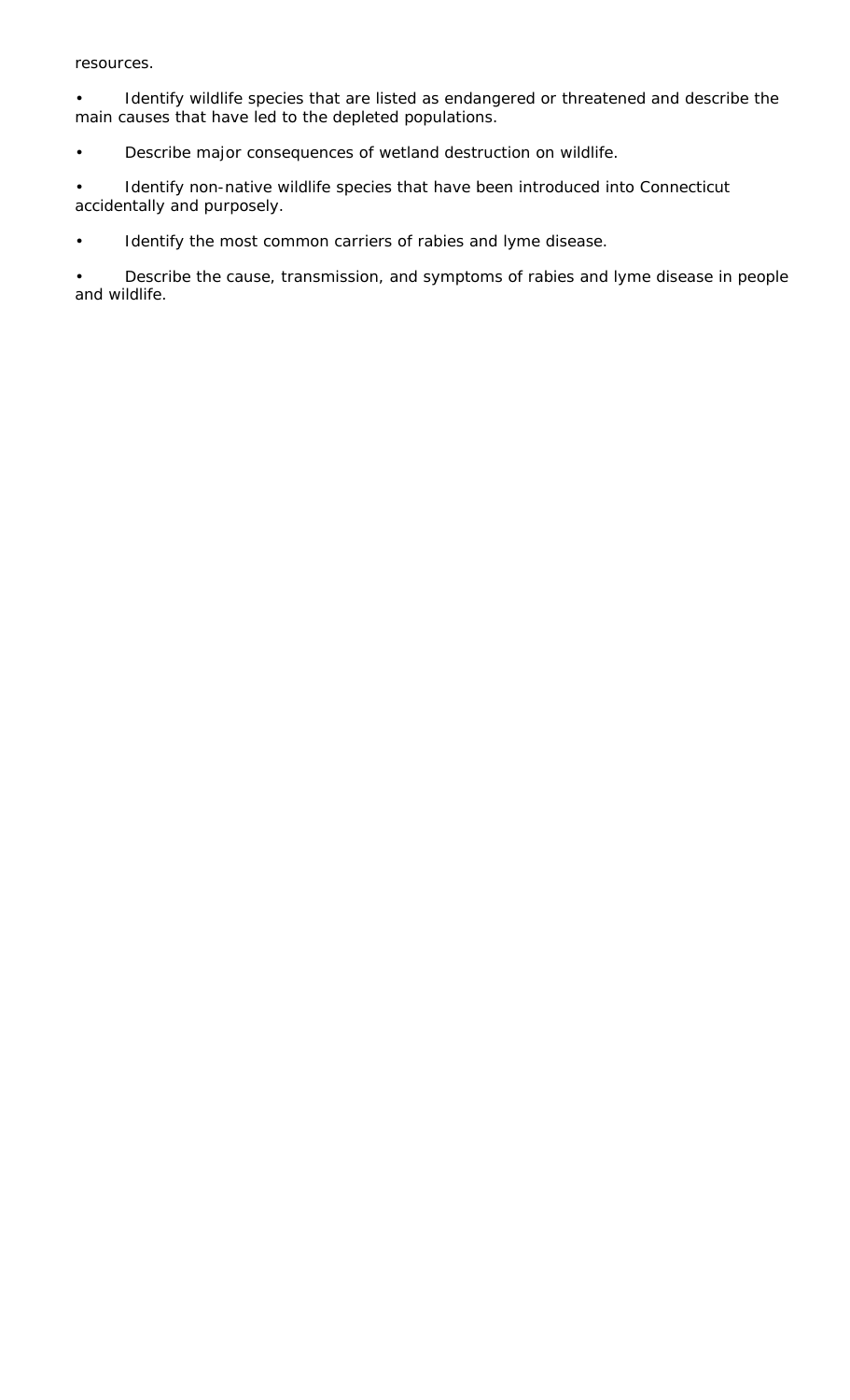resources.

- Identify wildlife species that are listed as endangered or threatened and describe the main causes that have led to the depleted populations.
- Describe major consequences of wetland destruction on wildlife.
- Identify non-native wildlife species that have been introduced into Connecticut accidentally and purposely.
- Identify the most common carriers of rabies and lyme disease.
- Describe the cause, transmission, and symptoms of rabies and lyme disease in people and wildlife.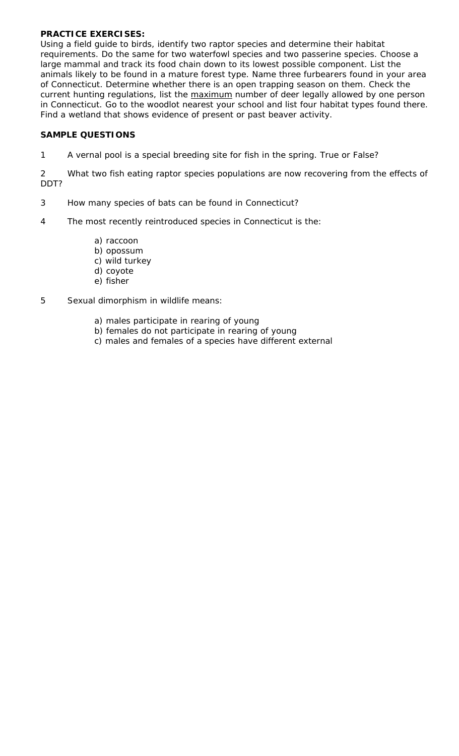**PRACTICE EXERCISES:**
Using a field guide to birds, identify two raptor species and determine their habitat requirements. Do the same for two waterfowl species and two passerine species. Choose a large mammal and track its food chain down to its lowest possible component. List the animals likely to be found in a mature forest type. Name three furbearers found in your area of Connecticut. Determine whether there is an open trapping season on them. Check the current hunting regulations, list the <u>maximum</u> number of deer legally allowed by one person in Connecticut. Go to the woodlot nearest your school and list four habitat types found there. Find a wetland that shows evidence of present or past beaver activity.

**SAMPLE QUESTIONS**

1 A vernal pool is a special breeding site for fish in the spring. True or False?

2 What two fish eating raptor species populations are now recovering from the effects of DDT?

3 How many species of bats can be found in Connecticut?

4 The most recently reintroduced species in Connecticut is the:

a) raccoon
b) opossum
c) wild turkey
d) coyote
e) fisher

5 Sexual dimorphism in wildlife means:

a) males participate in rearing of young
b) females do not participate in rearing of young
c) males and females of a species have different external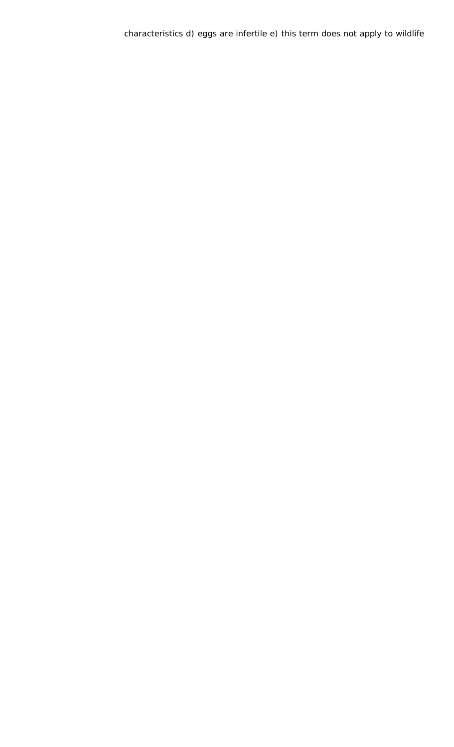characteristics d) eggs are infertile e) this term does not apply to wildlife